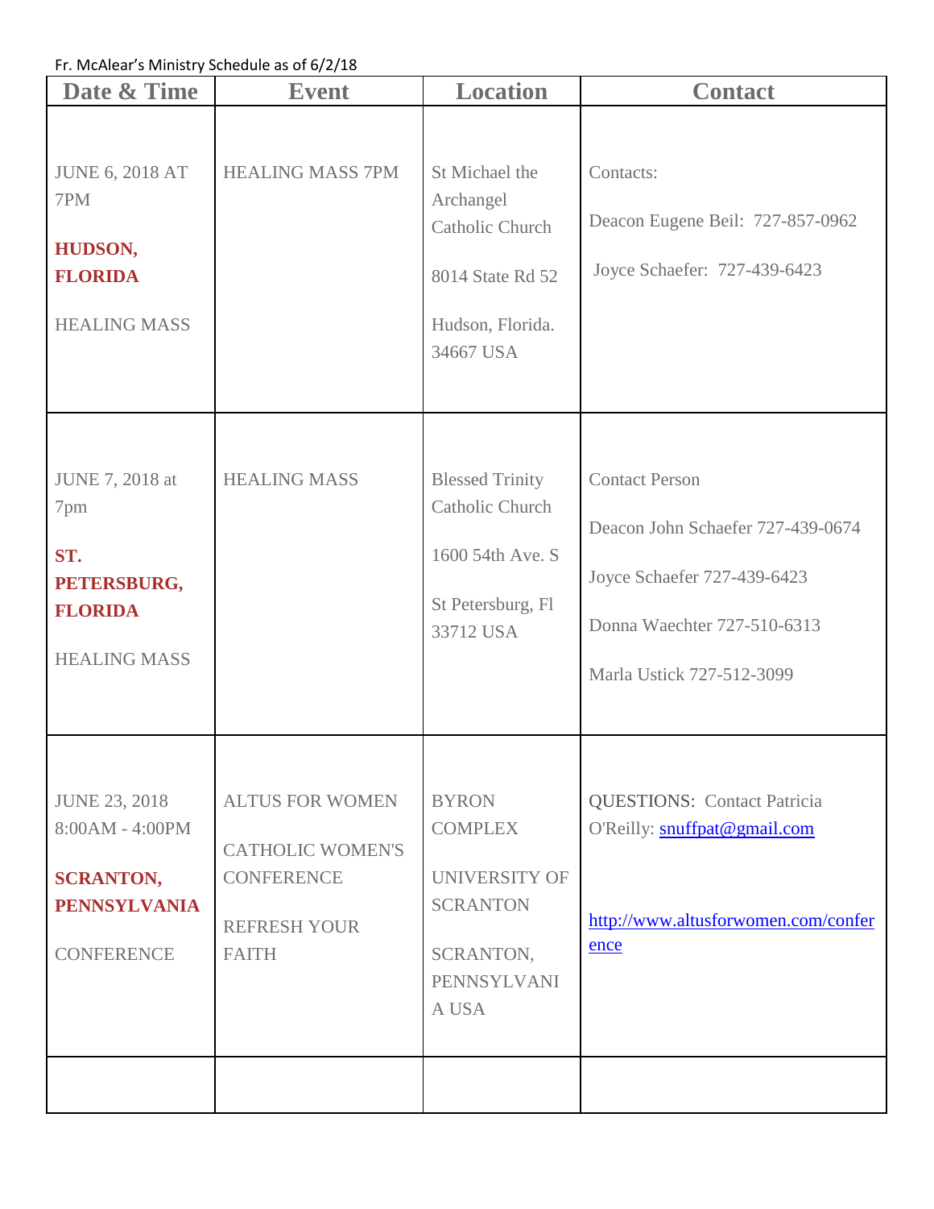Fr. McAlear's Ministry Schedule as of 6/2/18

| Date & Time | Event | Location | Contact |
|---|---|---|---|
| JUNE 6, 2018 AT 7PM<br><br>**HUDSON, FLORIDA**<br><br>HEALING MASS | HEALING MASS 7PM | St Michael the Archangel Catholic Church<br><br>8014 State Rd 52<br><br>Hudson, Florida. 34667 USA | Contacts:<br><br>Deacon Eugene Beil: 727-857-0962<br><br>Joyce Schaefer: 727-439-6423 |
| JUNE 7, 2018 at 7pm<br><br>**ST. PETERSBURG, FLORIDA**<br><br>HEALING MASS | HEALING MASS | Blessed Trinity Catholic Church<br><br>1600 54th Ave. S<br><br>St Petersburg, Fl 33712 USA | Contact Person<br><br>Deacon John Schaefer 727-439-0674<br><br>Joyce Schaefer 727-439-6423<br><br>Donna Waechter 727-510-6313<br><br>Marla Ustick 727-512-3099 |
| JUNE 23, 2018 8:00AM - 4:00PM<br><br>**SCRANTON, PENNSYLVANIA**<br><br>CONFERENCE | ALTUS FOR WOMEN<br><br>CATHOLIC WOMEN'S CONFERENCE<br><br>REFRESH YOUR FAITH | BYRON COMPLEX<br><br>UNIVERSITY OF SCRANTON<br><br>SCRANTON, PENNSYLVANIA USA | QUESTIONS: Contact Patricia O'Reilly: snuffpat@gmail.com<br><br>http://www.altusforwomen.com/conference |
| | | | |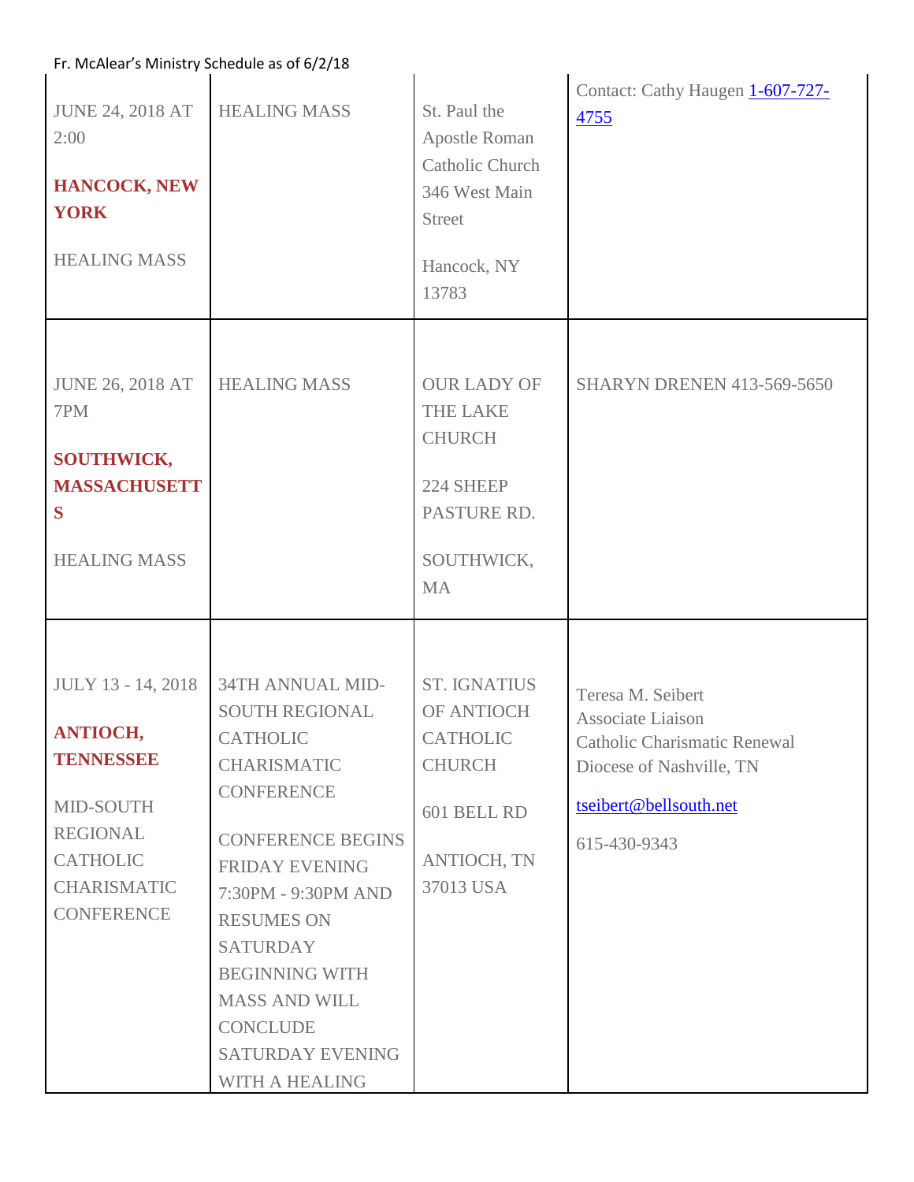| | | | |
|---|---|---|---|
| JUNE 24, 2018 AT 2:00<br><br>**HANCOCK, NEW YORK**<br><br>HEALING MASS | HEALING MASS | St. Paul the Apostle Roman Catholic Church 346 West Main Street<br><br>Hancock, NY 13783 | Contact: Cathy Haugen 1-607-727-4755 |
| JUNE 26, 2018 AT 7PM<br><br>**SOUTHWICK, MASSACHUSETTS**<br><br>HEALING MASS | HEALING MASS | OUR LADY OF THE LAKE CHURCH<br><br>224 SHEEP PASTURE RD.<br><br>SOUTHWICK, MA | SHARYN DRENEN 413-569-5650 |
| JULY 13 - 14, 2018<br><br>**ANTIOCH, TENNESSEE**<br><br>MID-SOUTH REGIONAL CATHOLIC CHARISMATIC CONFERENCE | 34TH ANNUAL MID-SOUTH REGIONAL CATHOLIC CHARISMATIC CONFERENCE<br><br>CONFERENCE BEGINS FRIDAY EVENING 7:30PM - 9:30PM AND RESUMES ON SATURDAY BEGINNING WITH MASS AND WILL CONCLUDE SATURDAY EVENING WITH A HEALING | ST. IGNATIUS OF ANTIOCH CATHOLIC CHURCH<br><br>601 BELL RD<br><br>ANTIOCH, TN 37013 USA | Teresa M. Seibert<br>Associate Liaison<br>Catholic Charismatic Renewal<br>Diocese of Nashville, TN<br><br>tseibert@bellsouth.net<br><br>615-430-9343 |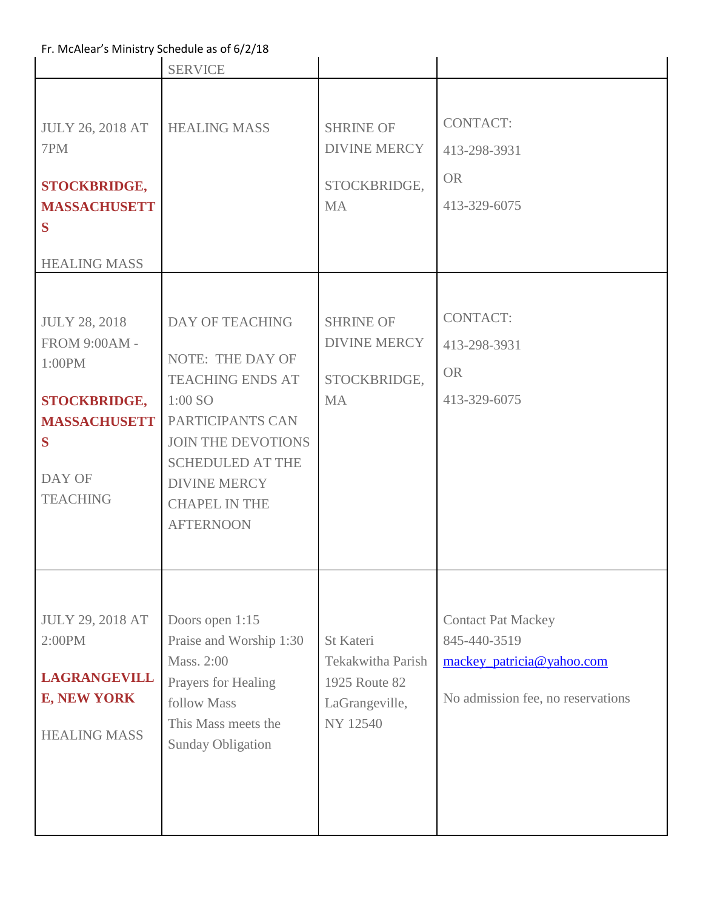| | SERVICE | | |
|---|---|---|---|
| JULY 26, 2018 AT 7PM **STOCKBRIDGE, MASSACHUSETTS** HEALING MASS | HEALING MASS | SHRINE OF DIVINE MERCY STOCKBRIDGE, MA | CONTACT: 413-298-3931 OR 413-329-6075 |
| JULY 28, 2018 FROM 9:00AM - 1:00PM **STOCKBRIDGE, MASSACHUSETTS** DAY OF TEACHING | DAY OF TEACHING NOTE: THE DAY OF TEACHING ENDS AT 1:00 SO PARTICIPANTS CAN JOIN THE DEVOTIONS SCHEDULED AT THE DIVINE MERCY CHAPEL IN THE AFTERNOON | SHRINE OF DIVINE MERCY STOCKBRIDGE, MA | CONTACT: 413-298-3931 OR 413-329-6075 |
| JULY 29, 2018 AT 2:00PM **LAGRANGEVILLE, NEW YORK** HEALING MASS | Doors open 1:15 Praise and Worship 1:30 Mass. 2:00 Prayers for Healing follow Mass This Mass meets the Sunday Obligation | St Kateri Tekakwitha Parish 1925 Route 82 LaGrangeville, NY 12540 | Contact Pat Mackey 845-440-3519 mackey_patricia@yahoo.com No admission fee, no reservations |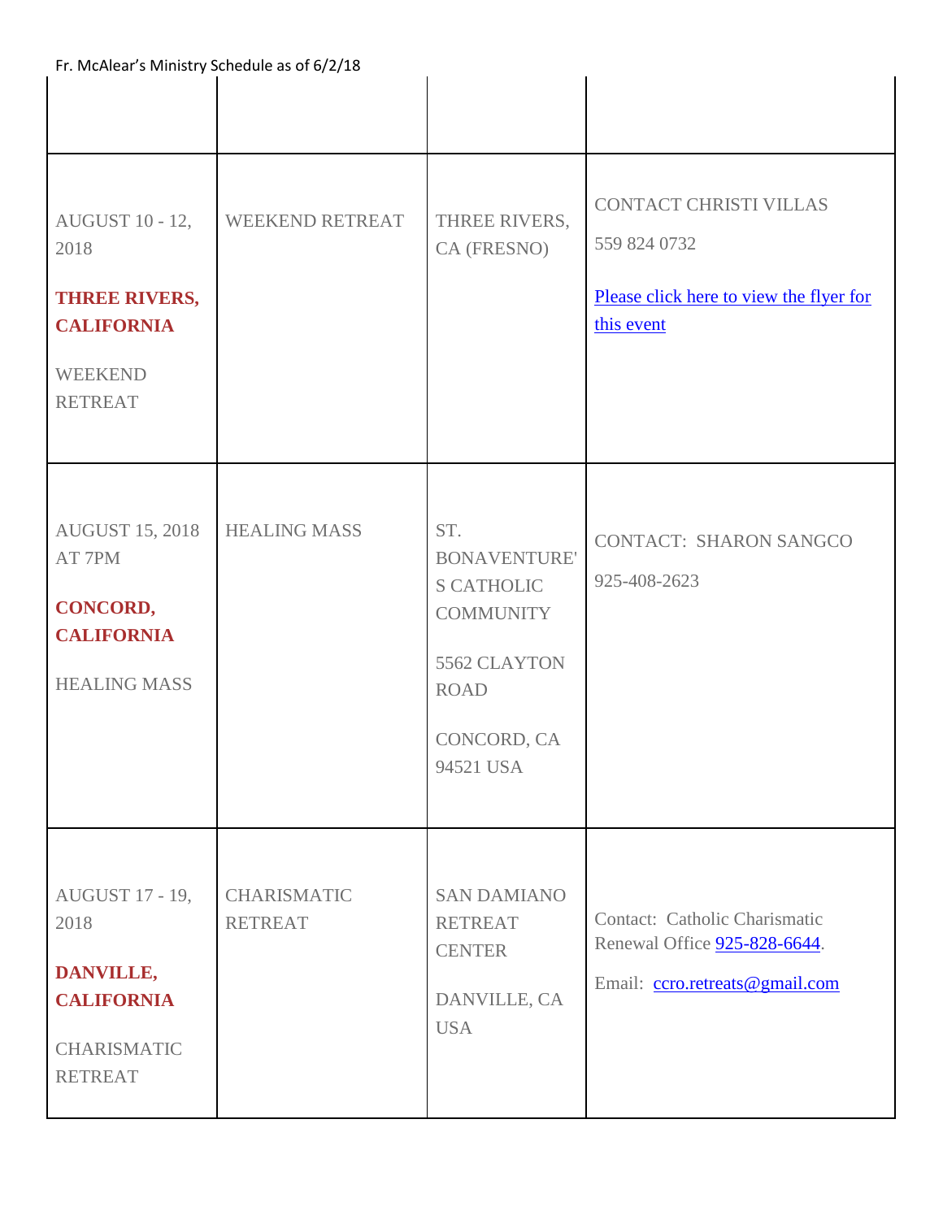| | | | |
|---|---|---|---|
| AUGUST 10 - 12, 2018<br><br>**THREE RIVERS, CALIFORNIA**<br><br>WEEKEND RETREAT | WEEKEND RETREAT | THREE RIVERS, CA (FRESNO) | CONTACT CHRISTI VILLAS<br><br>559 824 0732<br><br>Please click here to view the flyer for this event |
| AUGUST 15, 2018 AT 7PM<br><br>**CONCORD, CALIFORNIA**<br><br>HEALING MASS | HEALING MASS | ST. BONAVENTURE'S CATHOLIC COMMUNITY<br><br>5562 CLAYTON ROAD<br><br>CONCORD, CA 94521 USA | CONTACT: SHARON SANGCO<br><br>925-408-2623 |
| AUGUST 17 - 19, 2018<br><br>**DANVILLE, CALIFORNIA**<br><br>CHARISMATIC RETREAT | CHARISMATIC RETREAT | SAN DAMIANO RETREAT CENTER<br><br>DANVILLE, CA USA | Contact: Catholic Charismatic Renewal Office 925-828-6644.<br><br>Email: ccro.retreats@gmail.com |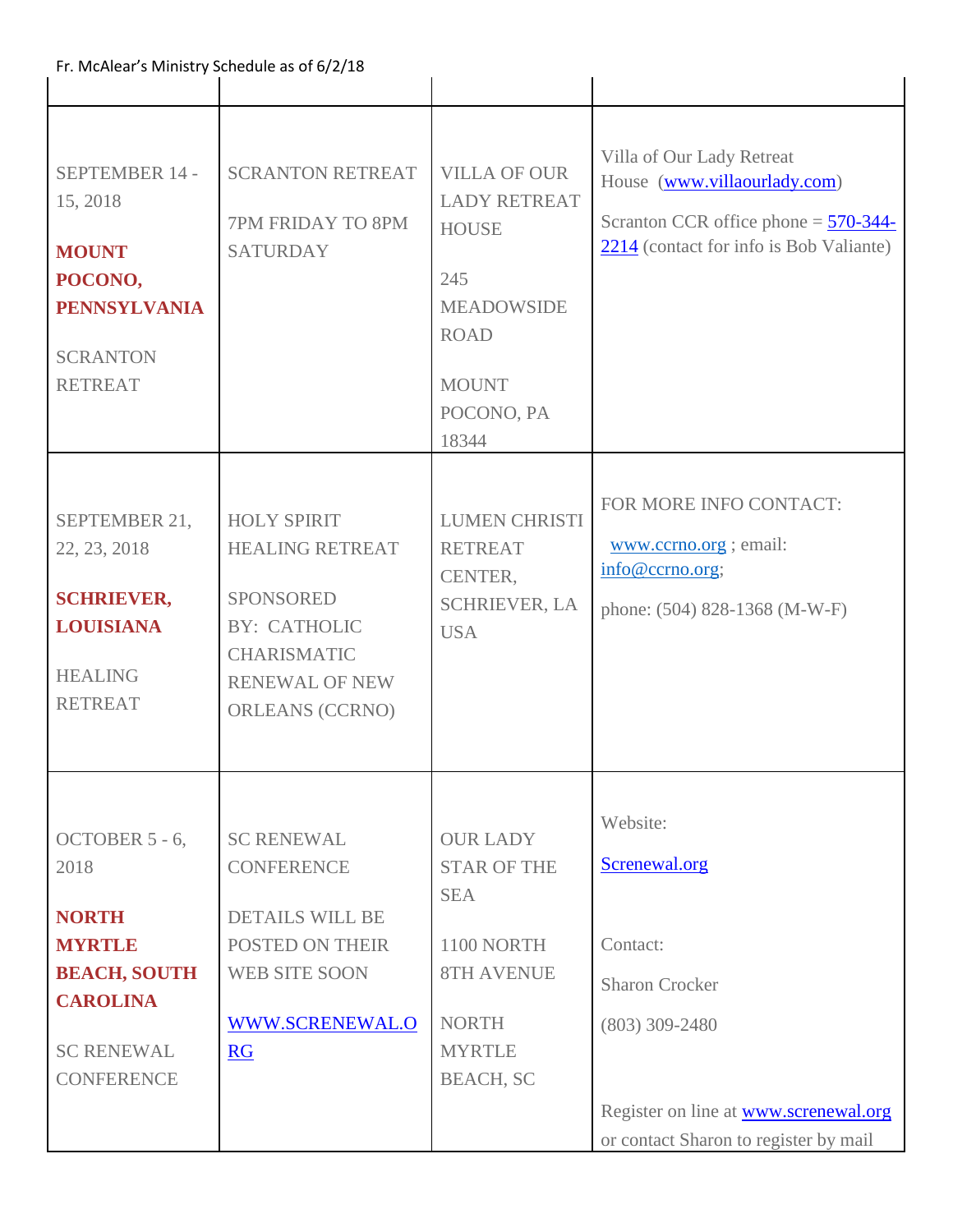| | | | |
|---|---|---|---|
| SEPTEMBER 14 - 15, 2018<br><br>**MOUNT POCONO, PENNSYLVANIA**<br><br>SCRANTON RETREAT | SCRANTON RETREAT<br><br>7PM FRIDAY TO 8PM SATURDAY | VILLA OF OUR LADY RETREAT HOUSE<br><br>245 MEADOWSIDE ROAD<br><br>MOUNT POCONO, PA 18344 | Villa of Our Lady Retreat House (www.villaourlady.com)<br><br>Scranton CCR office phone = 570-344-2214 (contact for info is Bob Valiante) |
| SEPTEMBER 21, 22, 23, 2018<br><br>**SCHRIEVER, LOUISIANA**<br><br>HEALING RETREAT | HOLY SPIRIT HEALING RETREAT<br><br>SPONSORED BY: CATHOLIC CHARISMATIC RENEWAL OF NEW ORLEANS (CCRNO) | LUMEN CHRISTI RETREAT CENTER, SCHRIEVER, LA USA | FOR MORE INFO CONTACT:<br><br>www.ccrno.org ; email: info@ccrno.org;<br><br>phone: (504) 828-1368 (M-W-F) |
| OCTOBER 5 - 6, 2018<br><br>**NORTH MYRTLE BEACH, SOUTH CAROLINA**<br><br>SC RENEWAL CONFERENCE | SC RENEWAL CONFERENCE<br><br>DETAILS WILL BE POSTED ON THEIR WEB SITE SOON<br><br>WWW.SCRENEWAL.ORG | OUR LADY STAR OF THE SEA<br><br>1100 NORTH 8TH AVENUE<br><br>NORTH MYRTLE BEACH, SC | Website:<br><br>Screnewal.org<br><br>Contact:<br><br>Sharon Crocker<br><br>(803) 309-2480<br><br>Register on line at www.screnewal.org or contact Sharon to register by mail |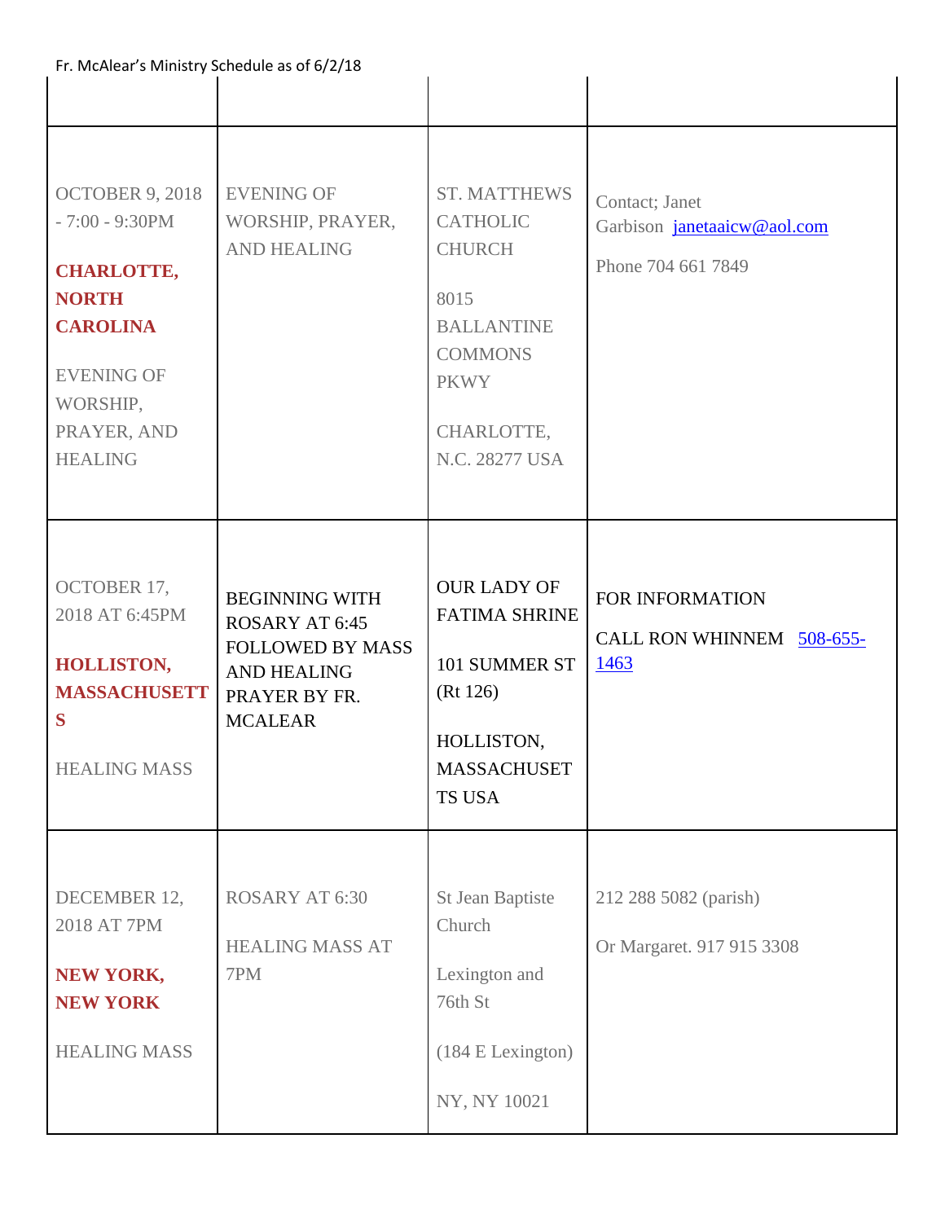| | | | |
|---|---|---|---|
| OCTOBER 9, 2018 - 7:00 - 9:30PM<br><br>**CHARLOTTE, NORTH CAROLINA**<br><br>EVENING OF WORSHIP, PRAYER, AND HEALING | EVENING OF WORSHIP, PRAYER, AND HEALING | ST. MATTHEWS CATHOLIC CHURCH<br><br>8015 BALLANTINE COMMONS PKWY<br><br>CHARLOTTE, N.C. 28277 USA | Contact; Janet Garbison janetaaicw@aol.com<br><br>Phone 704 661 7849 |
| OCTOBER 17, 2018 AT 6:45PM<br><br>**HOLLISTON, MASSACHUSETTS**<br><br>HEALING MASS | BEGINNING WITH ROSARY AT 6:45 FOLLOWED BY MASS AND HEALING PRAYER BY FR. MCALEAR | OUR LADY OF FATIMA SHRINE<br><br>101 SUMMER ST (Rt 126)<br><br>HOLLISTON, MASSACHUSETTS USA | FOR INFORMATION<br><br>CALL RON WHINNEM 508-655-1463 |
| DECEMBER 12, 2018 AT 7PM<br><br>**NEW YORK, NEW YORK**<br><br>HEALING MASS | ROSARY AT 6:30<br><br>HEALING MASS AT 7PM | St Jean Baptiste Church<br><br>Lexington and 76th St<br><br>(184 E Lexington)<br><br>NY, NY 10021 | 212 288 5082 (parish)<br><br>Or Margaret. 917 915 3308 |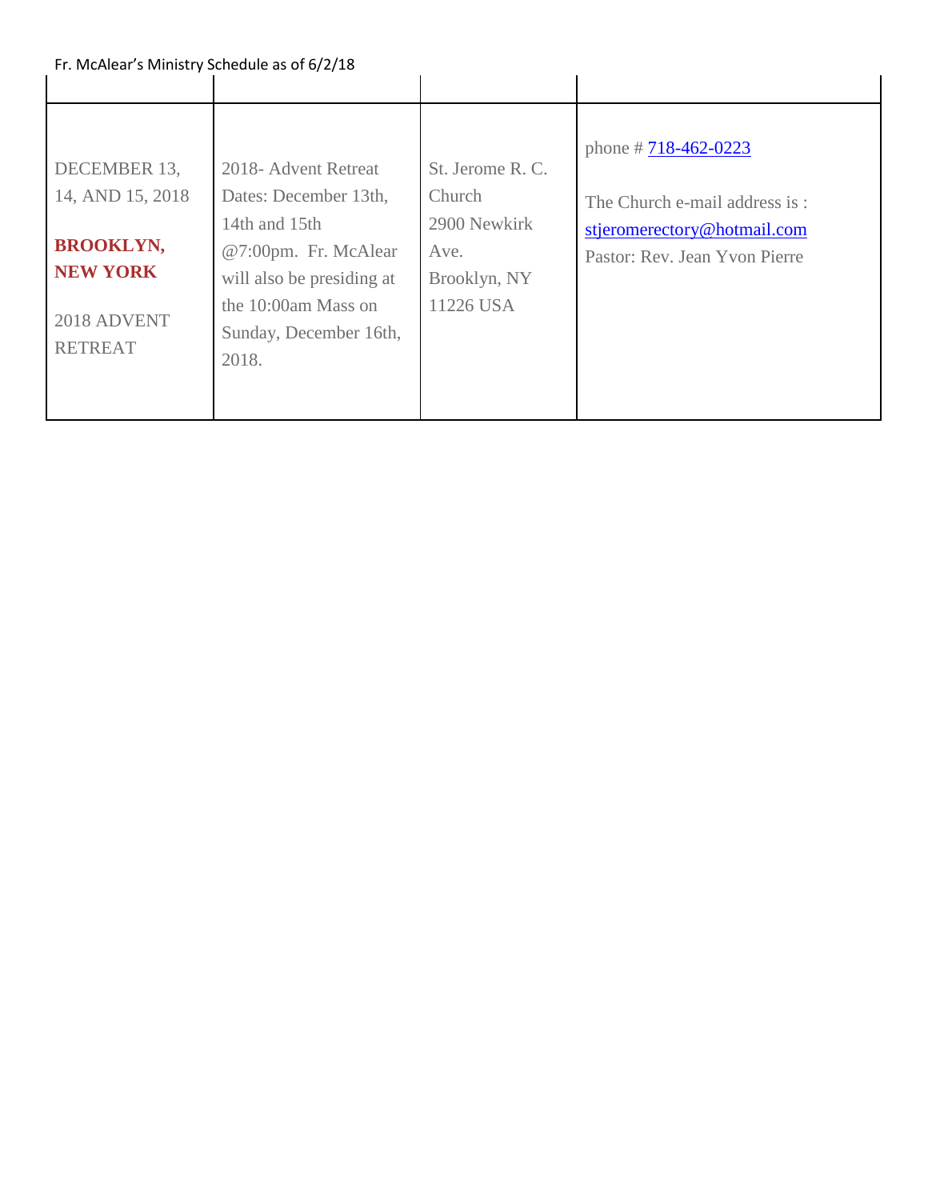| | | | |
|---|---|---|---|
| DECEMBER 13, 14, AND 15, 2018<br><br>**BROOKLYN, NEW YORK**<br><br>2018 ADVENT RETREAT | 2018- Advent Retreat Dates: December 13th, 14th and 15th @7:00pm. Fr. McAlear will also be presiding at the 10:00am Mass on Sunday, December 16th, 2018. | St. Jerome R. C. Church<br>2900 Newkirk Ave.<br>Brooklyn, NY 11226 USA | phone # 718-462-0223<br><br>The Church e-mail address is : stjeromerectory@hotmail.com<br>Pastor: Rev. Jean Yvon Pierre |